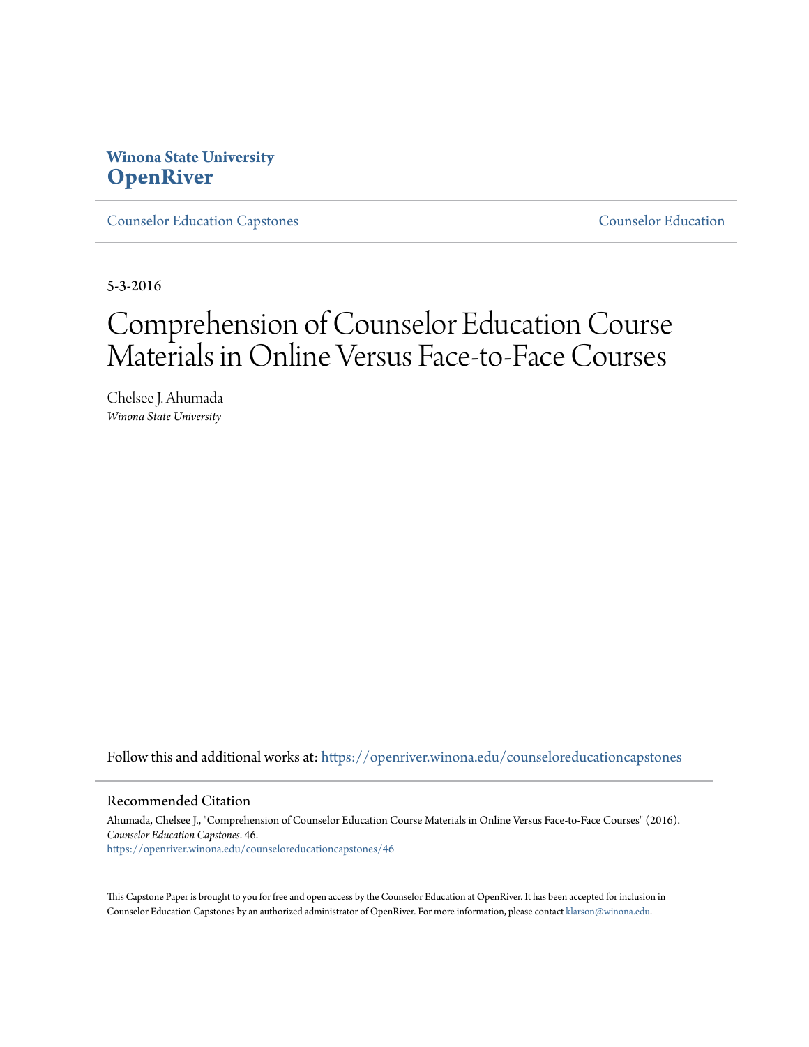**Winona State University**
# OpenRiver

Counselor Education Capstones | Counselor Education

5-3-2016

# Comprehension of Counselor Education Course Materials in Online Versus Face-to-Face Courses

Chelsee J. Ahumada
*Winona State University*

Follow this and additional works at: https://openriver.winona.edu/counseloreducationcapstones

## Recommended Citation

Ahumada, Chelsee J., "Comprehension of Counselor Education Course Materials in Online Versus Face-to-Face Courses" (2016). *Counselor Education Capstones*. 46.
https://openriver.winona.edu/counseloreducationcapstones/46

This Capstone Paper is brought to you for free and open access by the Counselor Education at OpenRiver. It has been accepted for inclusion in Counselor Education Capstones by an authorized administrator of OpenRiver. For more information, please contact klarson@winona.edu.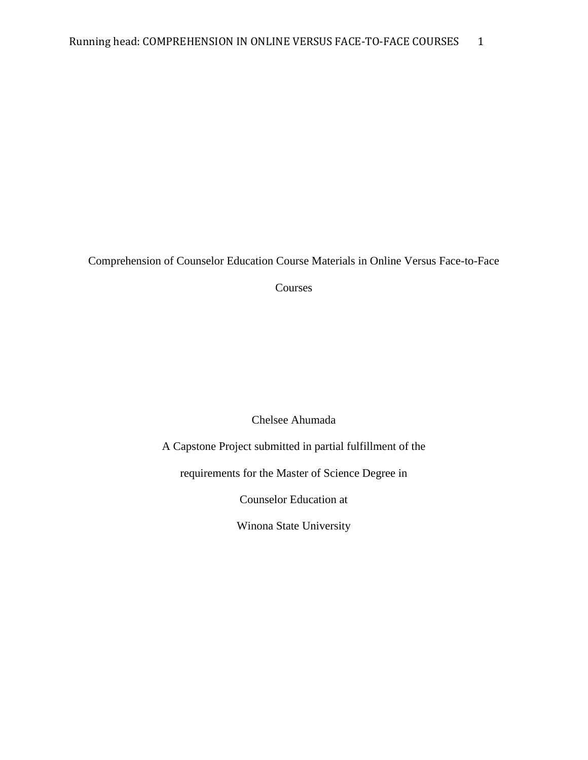# Comprehension of Counselor Education Course Materials in Online Versus Face-to-Face Courses

Chelsee Ahumada

A Capstone Project submitted in partial fulfillment of the

requirements for the Master of Science Degree in

Counselor Education at

Winona State University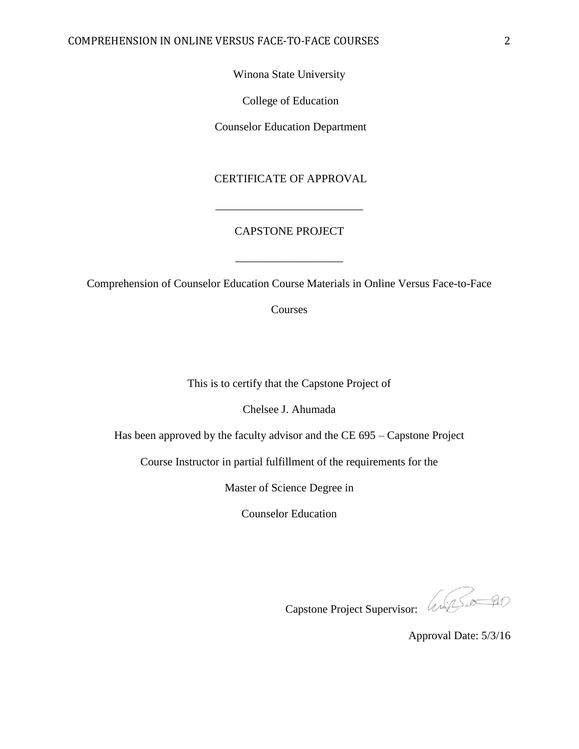Winona State University

College of Education

Counselor Education Department

CERTIFICATE OF APPROVAL

---

CAPSTONE PROJECT

---

Comprehension of Counselor Education Course Materials in Online Versus Face-to-Face Courses

This is to certify that the Capstone Project of

Chelsee J. Ahumada

Has been approved by the faculty advisor and the CE 695 – Capstone Project

Course Instructor in partial fulfillment of the requirements for the

Master of Science Degree in

Counselor Education

Capstone Project Supervisor:

Approval Date: 5/3/16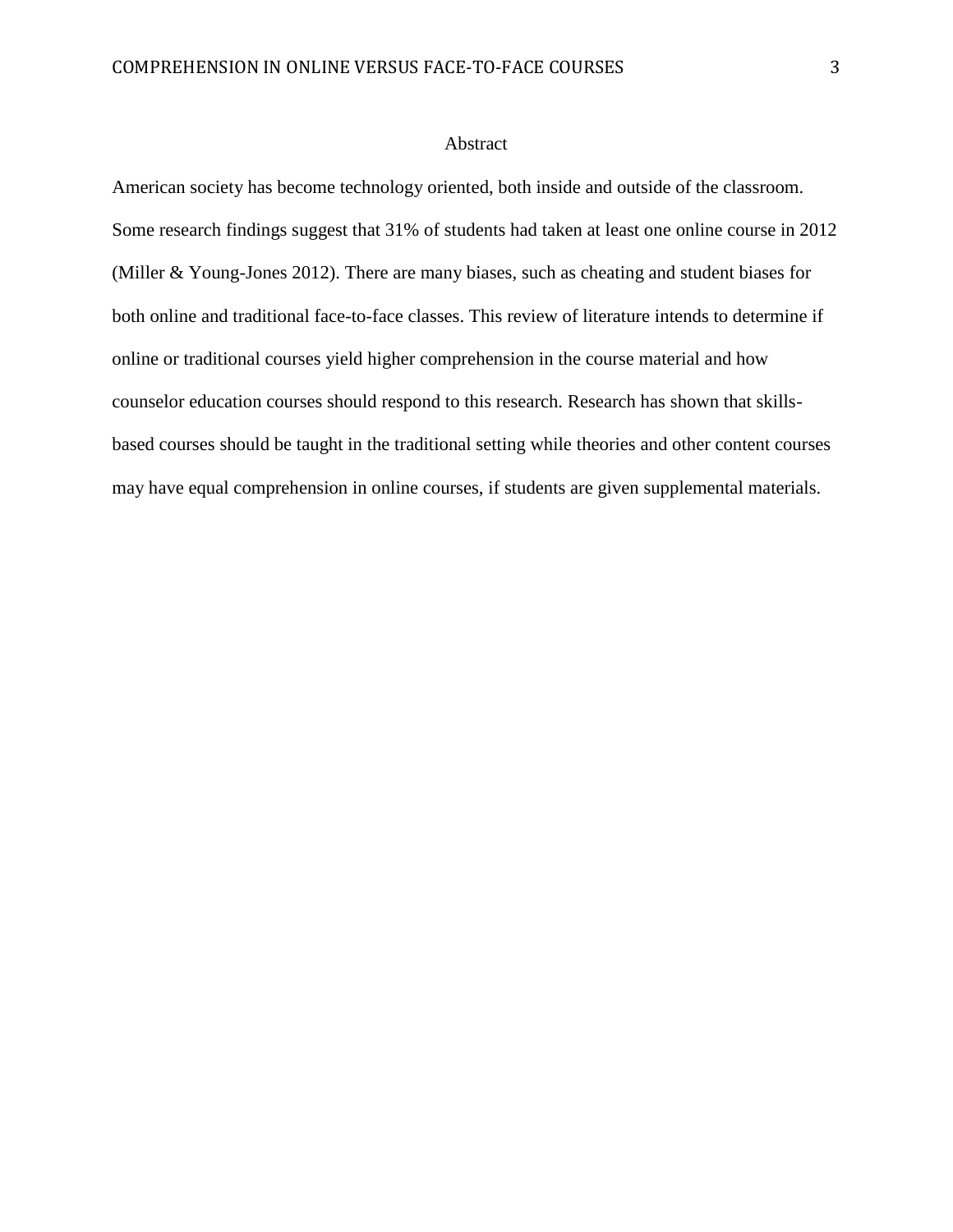# Abstract

American society has become technology oriented, both inside and outside of the classroom. Some research findings suggest that 31% of students had taken at least one online course in 2012 (Miller & Young-Jones 2012). There are many biases, such as cheating and student biases for both online and traditional face-to-face classes. This review of literature intends to determine if online or traditional courses yield higher comprehension in the course material and how counselor education courses should respond to this research. Research has shown that skills-based courses should be taught in the traditional setting while theories and other content courses may have equal comprehension in online courses, if students are given supplemental materials.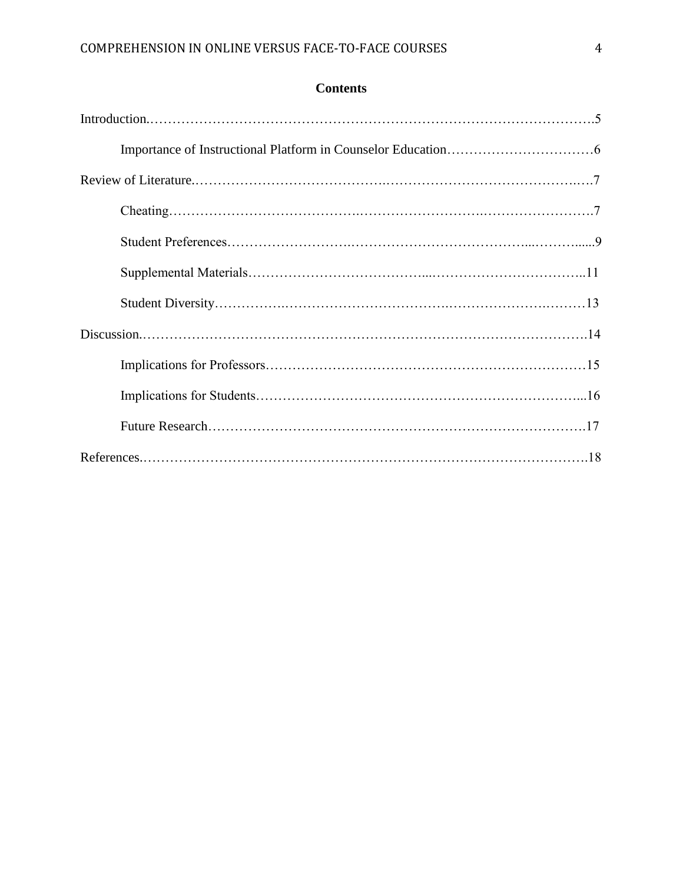## Contents

Introduction………………………………………………………………………………………5

- Importance of Instructional Platform in Counselor Education……………………………6

Review of Literature………………………………………………………………………………7

- Cheating………………………………………………………………………………………7
- Student Preferences…………………………………………………………………………9
- Supplemental Materials……………………………………………………………………11
- Student Diversity……………………………………………………………………………13

Discussion…………………………………………………………………………………………14

- Implications for Professors…………………………………………………………………15
- Implications for Students……………………………………………………………………16
- Future Research……………………………………………………………………………17

References…………………………………………………………………………………………18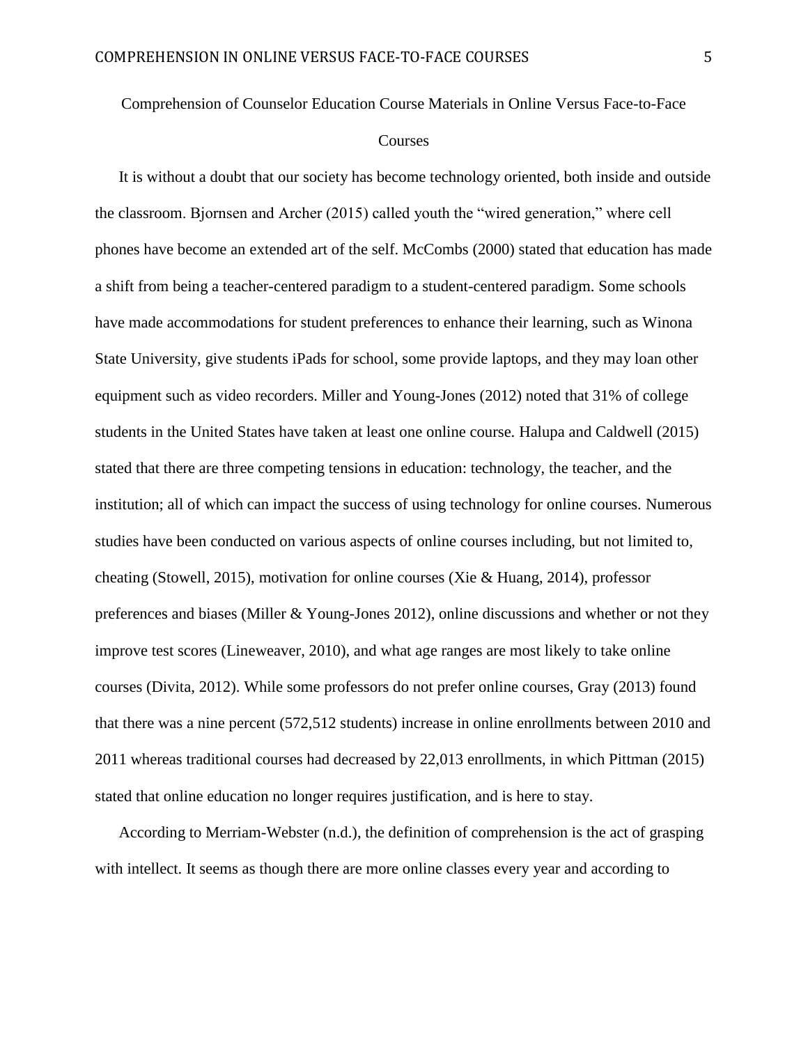# Comprehension of Counselor Education Course Materials in Online Versus Face-to-Face Courses

It is without a doubt that our society has become technology oriented, both inside and outside the classroom. Bjornsen and Archer (2015) called youth the "wired generation," where cell phones have become an extended art of the self. McCombs (2000) stated that education has made a shift from being a teacher-centered paradigm to a student-centered paradigm. Some schools have made accommodations for student preferences to enhance their learning, such as Winona State University, give students iPads for school, some provide laptops, and they may loan other equipment such as video recorders. Miller and Young-Jones (2012) noted that 31% of college students in the United States have taken at least one online course. Halupa and Caldwell (2015) stated that there are three competing tensions in education: technology, the teacher, and the institution; all of which can impact the success of using technology for online courses. Numerous studies have been conducted on various aspects of online courses including, but not limited to, cheating (Stowell, 2015), motivation for online courses (Xie & Huang, 2014), professor preferences and biases (Miller & Young-Jones 2012), online discussions and whether or not they improve test scores (Lineweaver, 2010), and what age ranges are most likely to take online courses (Divita, 2012). While some professors do not prefer online courses, Gray (2013) found that there was a nine percent (572,512 students) increase in online enrollments between 2010 and 2011 whereas traditional courses had decreased by 22,013 enrollments, in which Pittman (2015) stated that online education no longer requires justification, and is here to stay.

According to Merriam-Webster (n.d.), the definition of comprehension is the act of grasping with intellect. It seems as though there are more online classes every year and according to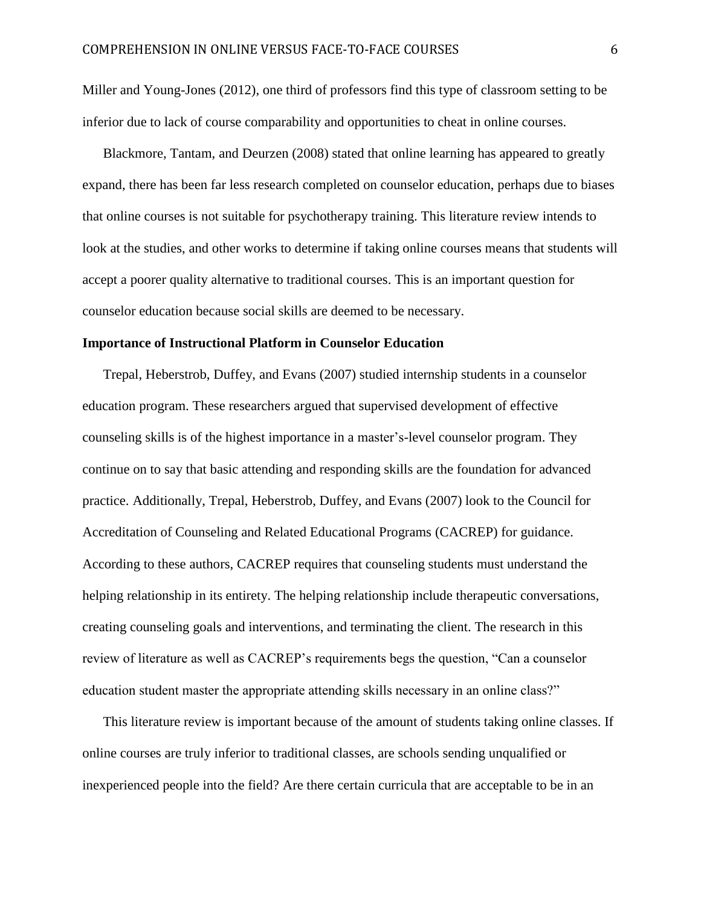Miller and Young-Jones (2012), one third of professors find this type of classroom setting to be inferior due to lack of course comparability and opportunities to cheat in online courses.

Blackmore, Tantam, and Deurzen (2008) stated that online learning has appeared to greatly expand, there has been far less research completed on counselor education, perhaps due to biases that online courses is not suitable for psychotherapy training. This literature review intends to look at the studies, and other works to determine if taking online courses means that students will accept a poorer quality alternative to traditional courses. This is an important question for counselor education because social skills are deemed to be necessary.

**Importance of Instructional Platform in Counselor Education**

Trepal, Heberstrob, Duffey, and Evans (2007) studied internship students in a counselor education program. These researchers argued that supervised development of effective counseling skills is of the highest importance in a master's-level counselor program. They continue on to say that basic attending and responding skills are the foundation for advanced practice. Additionally, Trepal, Heberstrob, Duffey, and Evans (2007) look to the Council for Accreditation of Counseling and Related Educational Programs (CACREP) for guidance. According to these authors, CACREP requires that counseling students must understand the helping relationship in its entirety. The helping relationship include therapeutic conversations, creating counseling goals and interventions, and terminating the client. The research in this review of literature as well as CACREP's requirements begs the question, "Can a counselor education student master the appropriate attending skills necessary in an online class?"

This literature review is important because of the amount of students taking online classes. If online courses are truly inferior to traditional classes, are schools sending unqualified or inexperienced people into the field? Are there certain curricula that are acceptable to be in an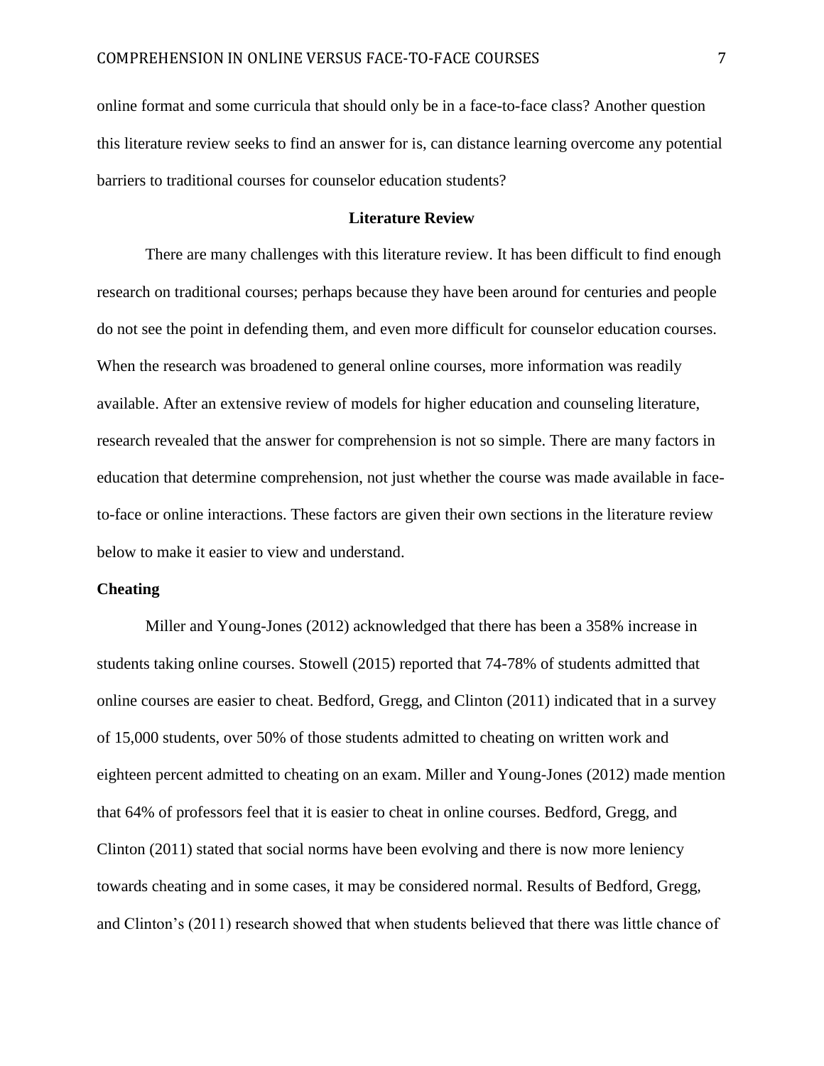online format and some curricula that should only be in a face-to-face class? Another question this literature review seeks to find an answer for is, can distance learning overcome any potential barriers to traditional courses for counselor education students?

## Literature Review

There are many challenges with this literature review. It has been difficult to find enough research on traditional courses; perhaps because they have been around for centuries and people do not see the point in defending them, and even more difficult for counselor education courses. When the research was broadened to general online courses, more information was readily available. After an extensive review of models for higher education and counseling literature, research revealed that the answer for comprehension is not so simple. There are many factors in education that determine comprehension, not just whether the course was made available in face-to-face or online interactions. These factors are given their own sections in the literature review below to make it easier to view and understand.

### Cheating

Miller and Young-Jones (2012) acknowledged that there has been a 358% increase in students taking online courses. Stowell (2015) reported that 74-78% of students admitted that online courses are easier to cheat. Bedford, Gregg, and Clinton (2011) indicated that in a survey of 15,000 students, over 50% of those students admitted to cheating on written work and eighteen percent admitted to cheating on an exam. Miller and Young-Jones (2012) made mention that 64% of professors feel that it is easier to cheat in online courses. Bedford, Gregg, and Clinton (2011) stated that social norms have been evolving and there is now more leniency towards cheating and in some cases, it may be considered normal. Results of Bedford, Gregg, and Clinton's (2011) research showed that when students believed that there was little chance of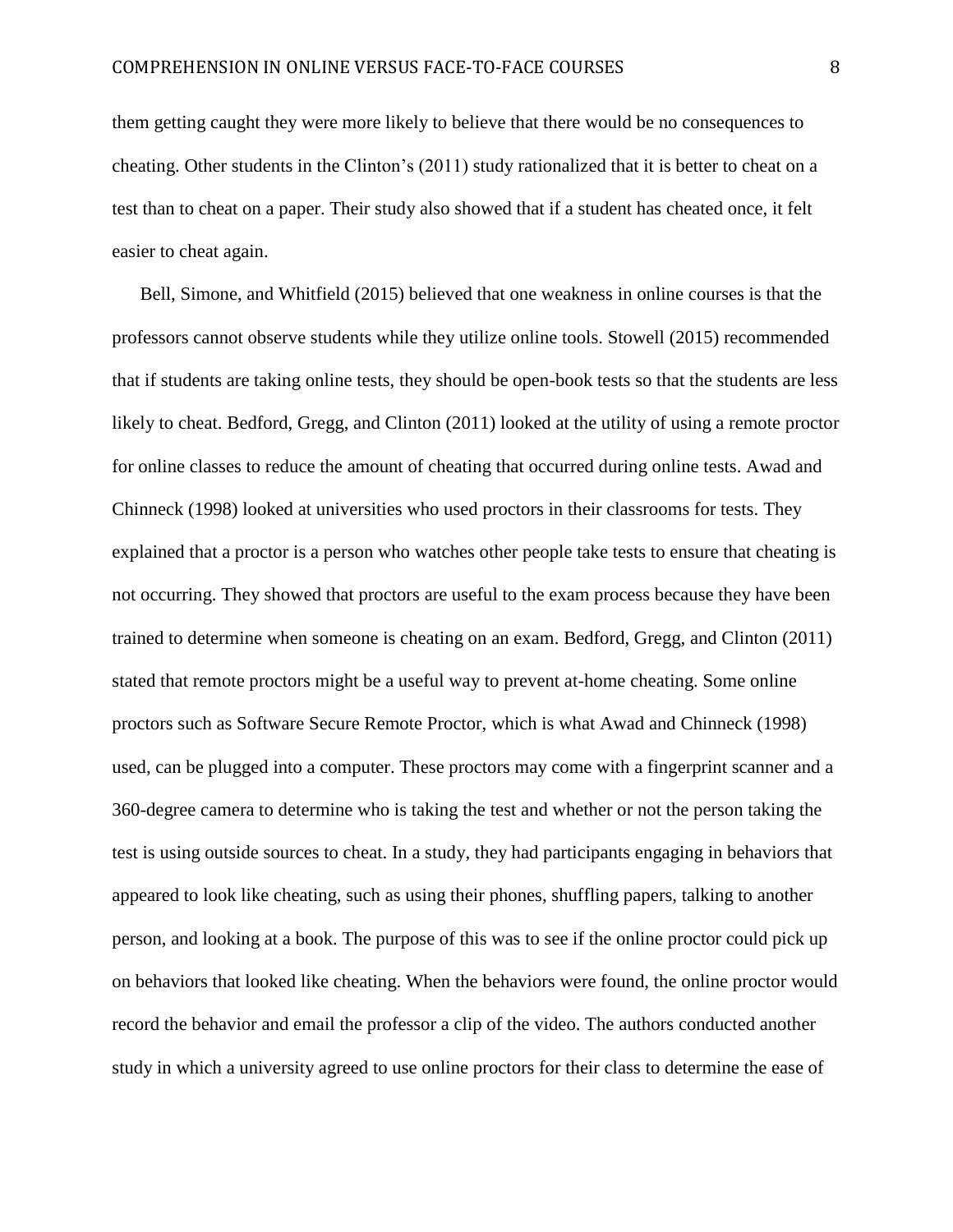them getting caught they were more likely to believe that there would be no consequences to cheating. Other students in the Clinton's (2011) study rationalized that it is better to cheat on a test than to cheat on a paper. Their study also showed that if a student has cheated once, it felt easier to cheat again.

Bell, Simone, and Whitfield (2015) believed that one weakness in online courses is that the professors cannot observe students while they utilize online tools. Stowell (2015) recommended that if students are taking online tests, they should be open-book tests so that the students are less likely to cheat. Bedford, Gregg, and Clinton (2011) looked at the utility of using a remote proctor for online classes to reduce the amount of cheating that occurred during online tests. Awad and Chinneck (1998) looked at universities who used proctors in their classrooms for tests. They explained that a proctor is a person who watches other people take tests to ensure that cheating is not occurring. They showed that proctors are useful to the exam process because they have been trained to determine when someone is cheating on an exam. Bedford, Gregg, and Clinton (2011) stated that remote proctors might be a useful way to prevent at-home cheating. Some online proctors such as Software Secure Remote Proctor, which is what Awad and Chinneck (1998) used, can be plugged into a computer. These proctors may come with a fingerprint scanner and a 360-degree camera to determine who is taking the test and whether or not the person taking the test is using outside sources to cheat. In a study, they had participants engaging in behaviors that appeared to look like cheating, such as using their phones, shuffling papers, talking to another person, and looking at a book. The purpose of this was to see if the online proctor could pick up on behaviors that looked like cheating. When the behaviors were found, the online proctor would record the behavior and email the professor a clip of the video. The authors conducted another study in which a university agreed to use online proctors for their class to determine the ease of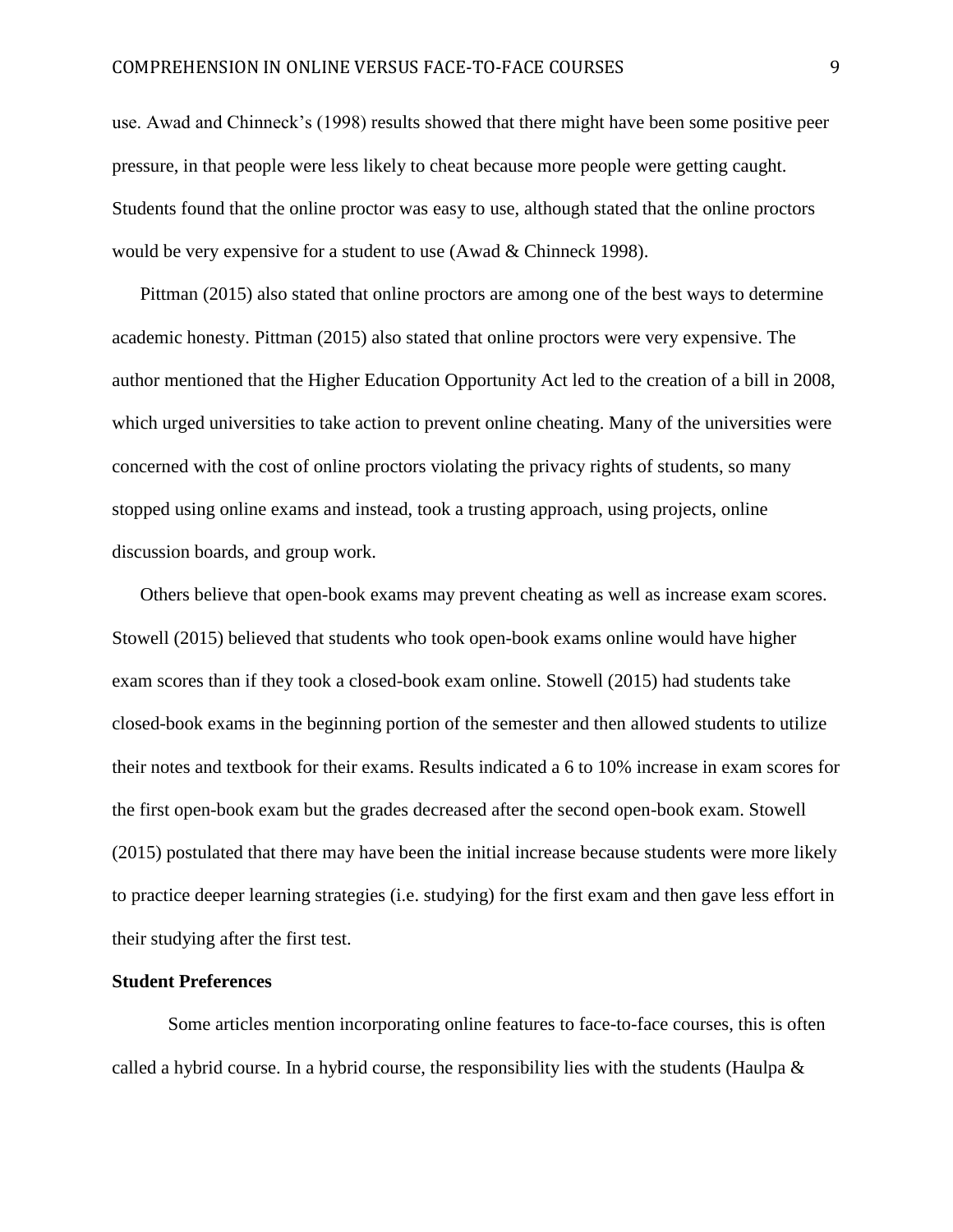use. Awad and Chinneck's (1998) results showed that there might have been some positive peer pressure, in that people were less likely to cheat because more people were getting caught. Students found that the online proctor was easy to use, although stated that the online proctors would be very expensive for a student to use (Awad & Chinneck 1998).

Pittman (2015) also stated that online proctors are among one of the best ways to determine academic honesty. Pittman (2015) also stated that online proctors were very expensive. The author mentioned that the Higher Education Opportunity Act led to the creation of a bill in 2008, which urged universities to take action to prevent online cheating. Many of the universities were concerned with the cost of online proctors violating the privacy rights of students, so many stopped using online exams and instead, took a trusting approach, using projects, online discussion boards, and group work.

Others believe that open-book exams may prevent cheating as well as increase exam scores. Stowell (2015) believed that students who took open-book exams online would have higher exam scores than if they took a closed-book exam online. Stowell (2015) had students take closed-book exams in the beginning portion of the semester and then allowed students to utilize their notes and textbook for their exams. Results indicated a 6 to 10% increase in exam scores for the first open-book exam but the grades decreased after the second open-book exam. Stowell (2015) postulated that there may have been the initial increase because students were more likely to practice deeper learning strategies (i.e. studying) for the first exam and then gave less effort in their studying after the first test.

**Student Preferences**

Some articles mention incorporating online features to face-to-face courses, this is often called a hybrid course. In a hybrid course, the responsibility lies with the students (Haulpa &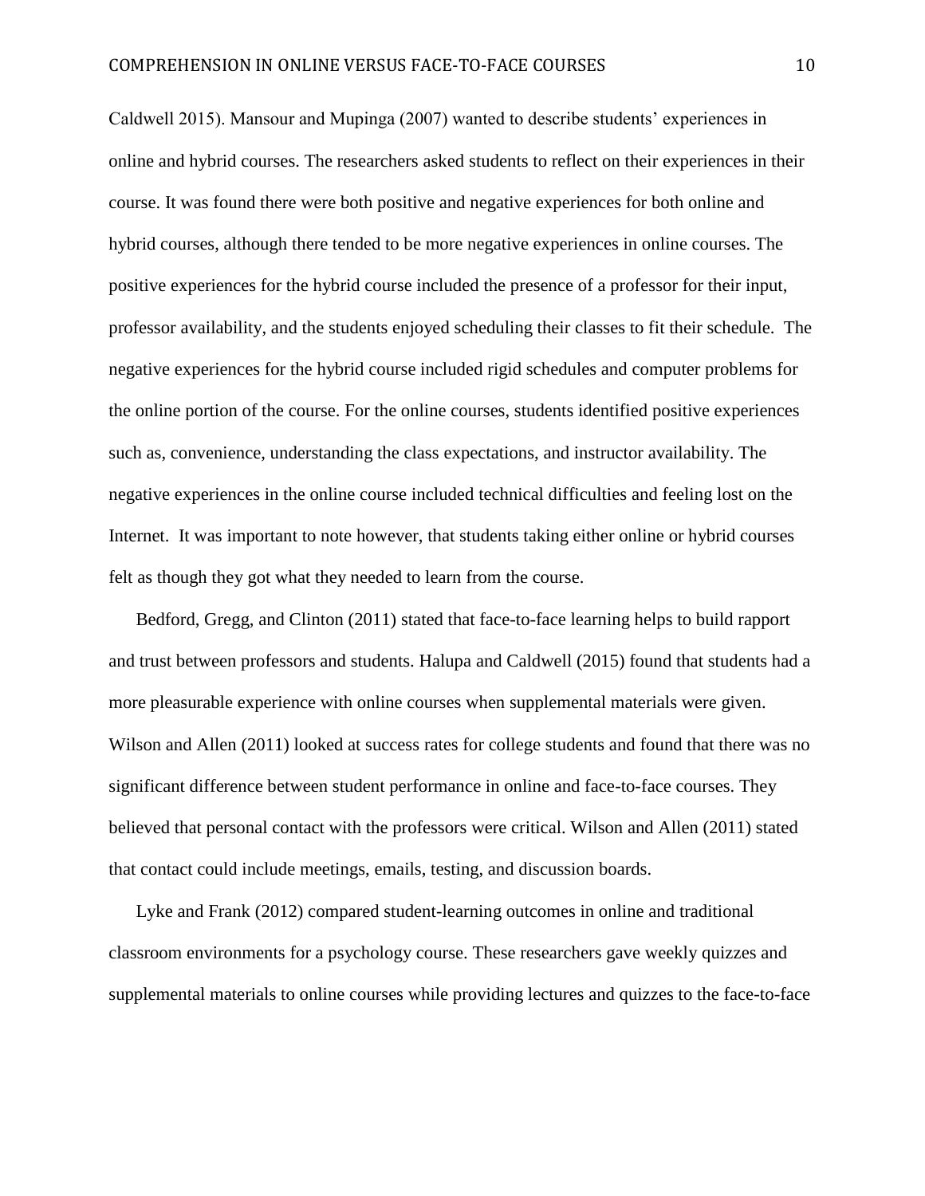Caldwell 2015). Mansour and Mupinga (2007) wanted to describe students' experiences in online and hybrid courses. The researchers asked students to reflect on their experiences in their course. It was found there were both positive and negative experiences for both online and hybrid courses, although there tended to be more negative experiences in online courses. The positive experiences for the hybrid course included the presence of a professor for their input, professor availability, and the students enjoyed scheduling their classes to fit their schedule. The negative experiences for the hybrid course included rigid schedules and computer problems for the online portion of the course. For the online courses, students identified positive experiences such as, convenience, understanding the class expectations, and instructor availability. The negative experiences in the online course included technical difficulties and feeling lost on the Internet. It was important to note however, that students taking either online or hybrid courses felt as though they got what they needed to learn from the course.

Bedford, Gregg, and Clinton (2011) stated that face-to-face learning helps to build rapport and trust between professors and students. Halupa and Caldwell (2015) found that students had a more pleasurable experience with online courses when supplemental materials were given. Wilson and Allen (2011) looked at success rates for college students and found that there was no significant difference between student performance in online and face-to-face courses. They believed that personal contact with the professors were critical. Wilson and Allen (2011) stated that contact could include meetings, emails, testing, and discussion boards.

Lyke and Frank (2012) compared student-learning outcomes in online and traditional classroom environments for a psychology course. These researchers gave weekly quizzes and supplemental materials to online courses while providing lectures and quizzes to the face-to-face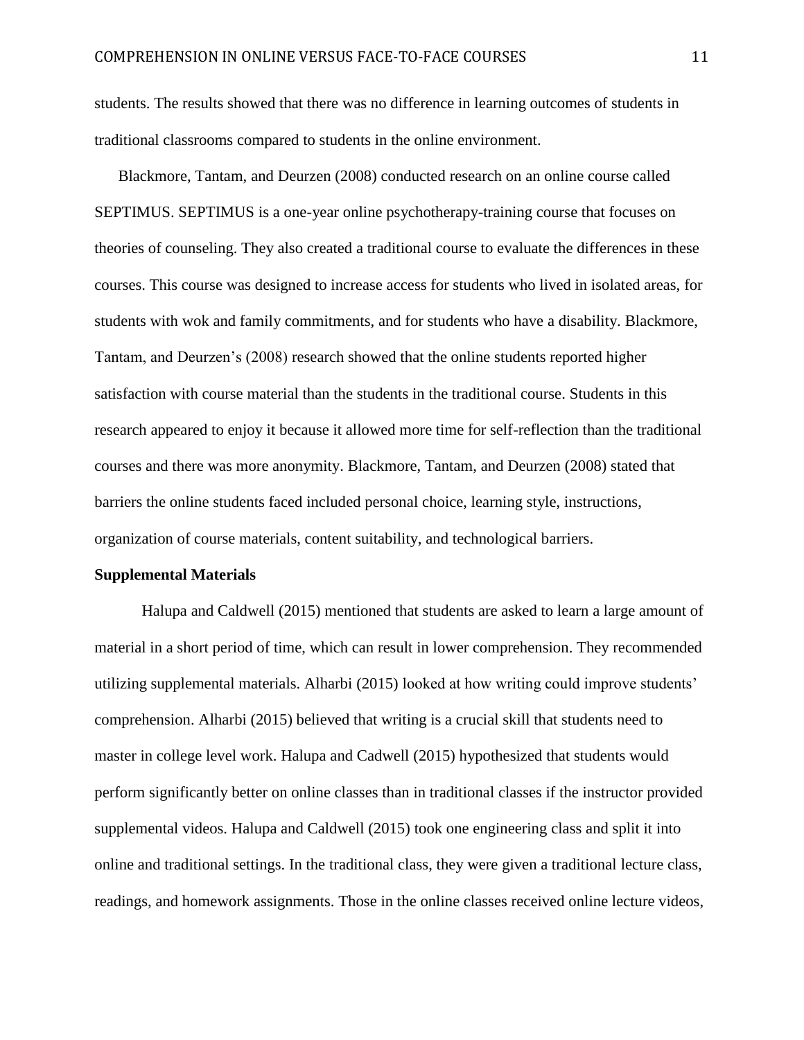students. The results showed that there was no difference in learning outcomes of students in traditional classrooms compared to students in the online environment.

Blackmore, Tantam, and Deurzen (2008) conducted research on an online course called SEPTIMUS. SEPTIMUS is a one-year online psychotherapy-training course that focuses on theories of counseling. They also created a traditional course to evaluate the differences in these courses. This course was designed to increase access for students who lived in isolated areas, for students with wok and family commitments, and for students who have a disability. Blackmore, Tantam, and Deurzen's (2008) research showed that the online students reported higher satisfaction with course material than the students in the traditional course. Students in this research appeared to enjoy it because it allowed more time for self-reflection than the traditional courses and there was more anonymity. Blackmore, Tantam, and Deurzen (2008) stated that barriers the online students faced included personal choice, learning style, instructions, organization of course materials, content suitability, and technological barriers.

**Supplemental Materials**

Halupa and Caldwell (2015) mentioned that students are asked to learn a large amount of material in a short period of time, which can result in lower comprehension. They recommended utilizing supplemental materials. Alharbi (2015) looked at how writing could improve students' comprehension. Alharbi (2015) believed that writing is a crucial skill that students need to master in college level work. Halupa and Cadwell (2015) hypothesized that students would perform significantly better on online classes than in traditional classes if the instructor provided supplemental videos. Halupa and Caldwell (2015) took one engineering class and split it into online and traditional settings. In the traditional class, they were given a traditional lecture class, readings, and homework assignments. Those in the online classes received online lecture videos,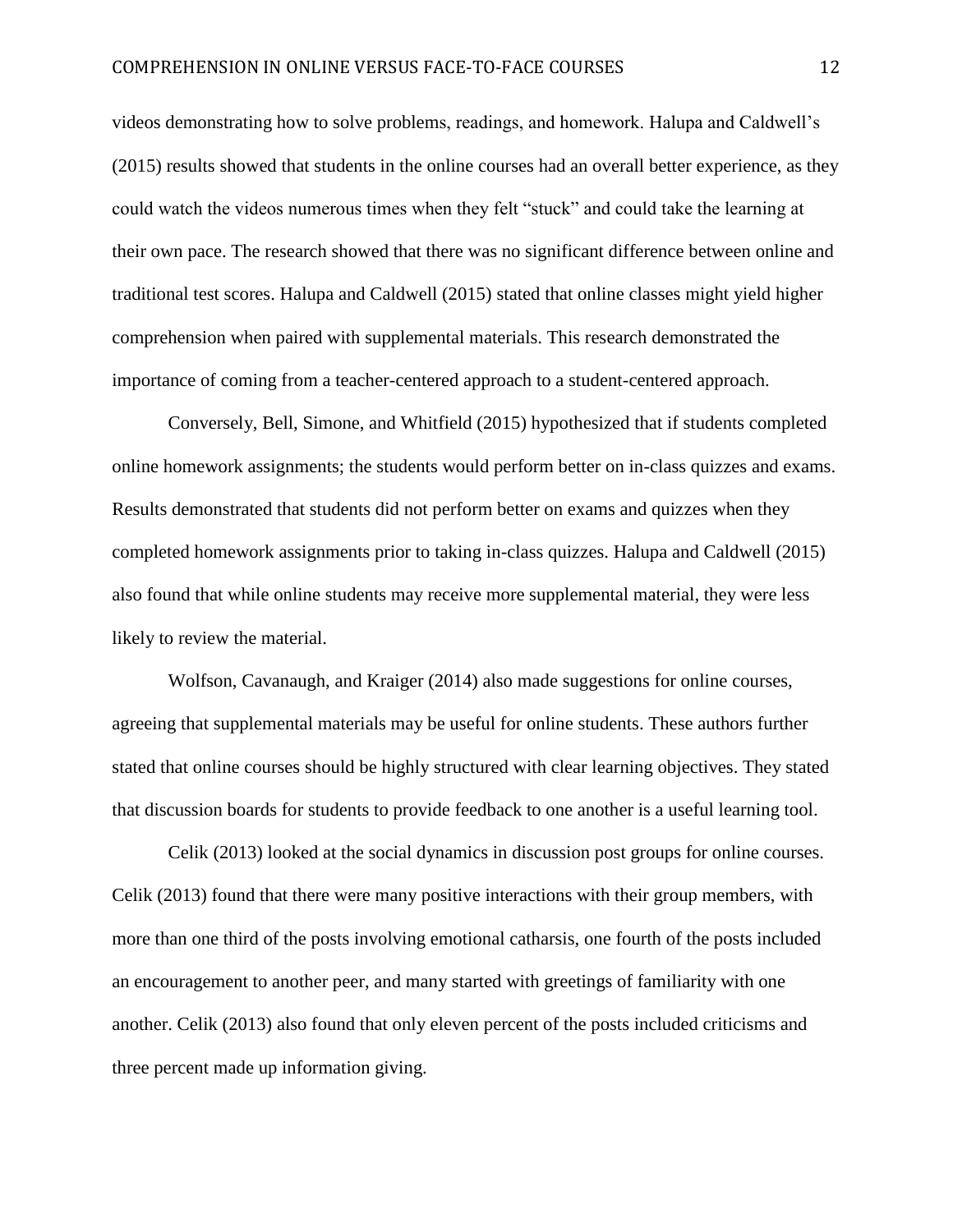videos demonstrating how to solve problems, readings, and homework. Halupa and Caldwell's (2015) results showed that students in the online courses had an overall better experience, as they could watch the videos numerous times when they felt "stuck" and could take the learning at their own pace. The research showed that there was no significant difference between online and traditional test scores. Halupa and Caldwell (2015) stated that online classes might yield higher comprehension when paired with supplemental materials. This research demonstrated the importance of coming from a teacher-centered approach to a student-centered approach.

Conversely, Bell, Simone, and Whitfield (2015) hypothesized that if students completed online homework assignments; the students would perform better on in-class quizzes and exams. Results demonstrated that students did not perform better on exams and quizzes when they completed homework assignments prior to taking in-class quizzes. Halupa and Caldwell (2015) also found that while online students may receive more supplemental material, they were less likely to review the material.

Wolfson, Cavanaugh, and Kraiger (2014) also made suggestions for online courses, agreeing that supplemental materials may be useful for online students. These authors further stated that online courses should be highly structured with clear learning objectives. They stated that discussion boards for students to provide feedback to one another is a useful learning tool.

Celik (2013) looked at the social dynamics in discussion post groups for online courses. Celik (2013) found that there were many positive interactions with their group members, with more than one third of the posts involving emotional catharsis, one fourth of the posts included an encouragement to another peer, and many started with greetings of familiarity with one another. Celik (2013) also found that only eleven percent of the posts included criticisms and three percent made up information giving.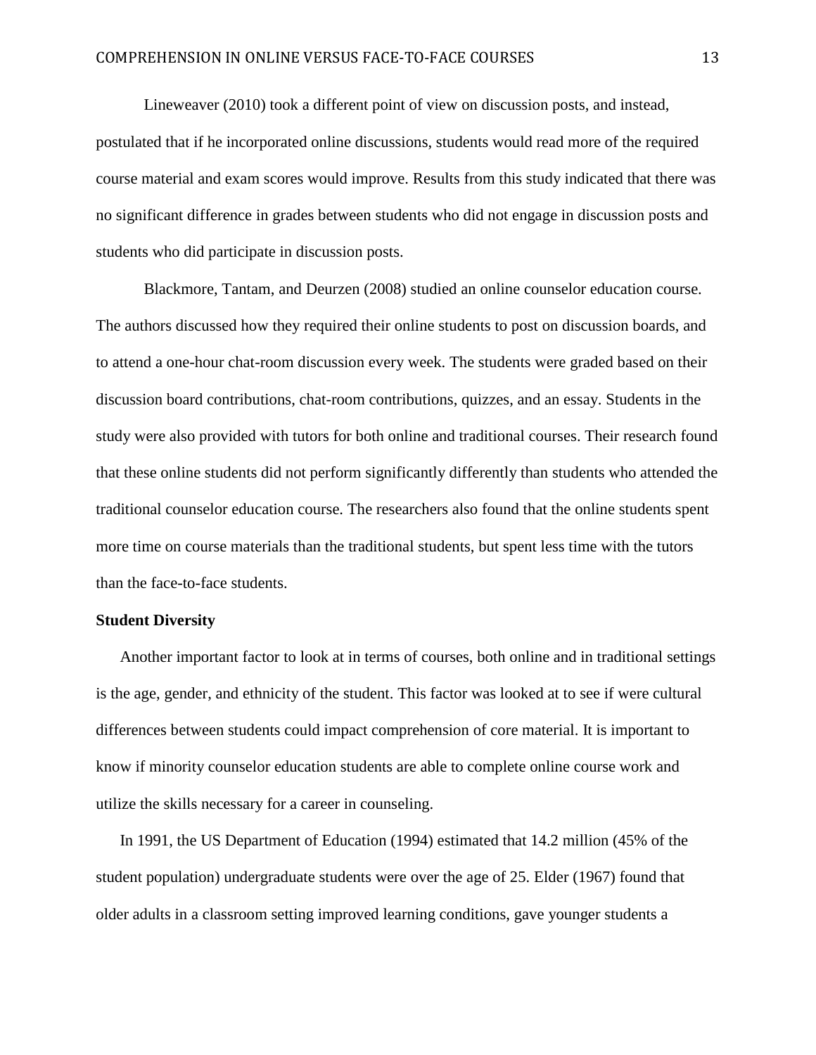Lineweaver (2010) took a different point of view on discussion posts, and instead, postulated that if he incorporated online discussions, students would read more of the required course material and exam scores would improve. Results from this study indicated that there was no significant difference in grades between students who did not engage in discussion posts and students who did participate in discussion posts.

Blackmore, Tantam, and Deurzen (2008) studied an online counselor education course. The authors discussed how they required their online students to post on discussion boards, and to attend a one-hour chat-room discussion every week. The students were graded based on their discussion board contributions, chat-room contributions, quizzes, and an essay. Students in the study were also provided with tutors for both online and traditional courses. Their research found that these online students did not perform significantly differently than students who attended the traditional counselor education course. The researchers also found that the online students spent more time on course materials than the traditional students, but spent less time with the tutors than the face-to-face students.

**Student Diversity**

Another important factor to look at in terms of courses, both online and in traditional settings is the age, gender, and ethnicity of the student. This factor was looked at to see if were cultural differences between students could impact comprehension of core material. It is important to know if minority counselor education students are able to complete online course work and utilize the skills necessary for a career in counseling.

In 1991, the US Department of Education (1994) estimated that 14.2 million (45% of the student population) undergraduate students were over the age of 25. Elder (1967) found that older adults in a classroom setting improved learning conditions, gave younger students a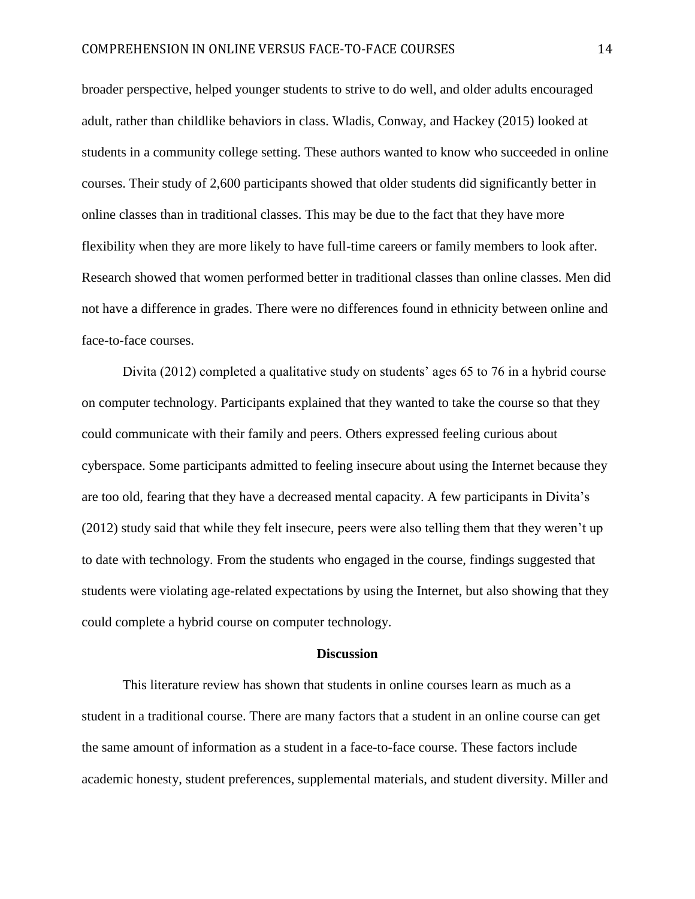broader perspective, helped younger students to strive to do well, and older adults encouraged adult, rather than childlike behaviors in class. Wladis, Conway, and Hackey (2015) looked at students in a community college setting. These authors wanted to know who succeeded in online courses. Their study of 2,600 participants showed that older students did significantly better in online classes than in traditional classes. This may be due to the fact that they have more flexibility when they are more likely to have full-time careers or family members to look after. Research showed that women performed better in traditional classes than online classes. Men did not have a difference in grades. There were no differences found in ethnicity between online and face-to-face courses.

Divita (2012) completed a qualitative study on students' ages 65 to 76 in a hybrid course on computer technology. Participants explained that they wanted to take the course so that they could communicate with their family and peers. Others expressed feeling curious about cyberspace. Some participants admitted to feeling insecure about using the Internet because they are too old, fearing that they have a decreased mental capacity. A few participants in Divita's (2012) study said that while they felt insecure, peers were also telling them that they weren't up to date with technology. From the students who engaged in the course, findings suggested that students were violating age-related expectations by using the Internet, but also showing that they could complete a hybrid course on computer technology.

## Discussion

This literature review has shown that students in online courses learn as much as a student in a traditional course. There are many factors that a student in an online course can get the same amount of information as a student in a face-to-face course. These factors include academic honesty, student preferences, supplemental materials, and student diversity. Miller and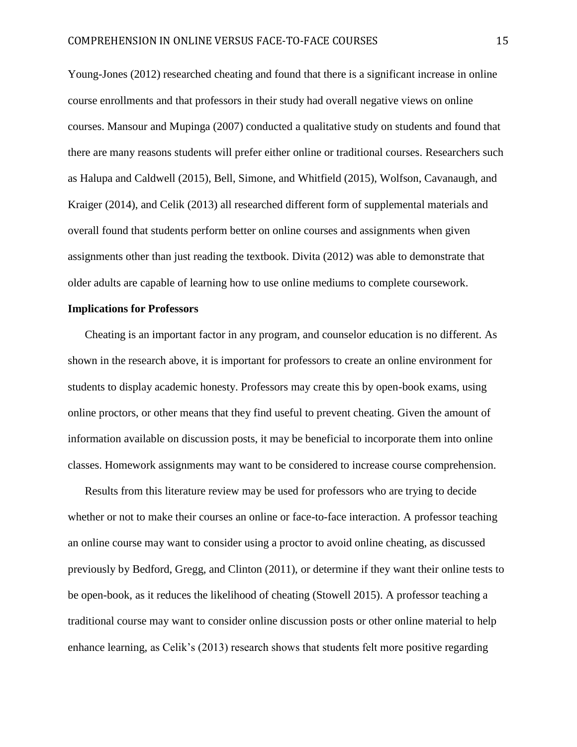Young-Jones (2012) researched cheating and found that there is a significant increase in online course enrollments and that professors in their study had overall negative views on online courses. Mansour and Mupinga (2007) conducted a qualitative study on students and found that there are many reasons students will prefer either online or traditional courses. Researchers such as Halupa and Caldwell (2015), Bell, Simone, and Whitfield (2015), Wolfson, Cavanaugh, and Kraiger (2014), and Celik (2013) all researched different form of supplemental materials and overall found that students perform better on online courses and assignments when given assignments other than just reading the textbook. Divita (2012) was able to demonstrate that older adults are capable of learning how to use online mediums to complete coursework.

**Implications for Professors**

Cheating is an important factor in any program, and counselor education is no different. As shown in the research above, it is important for professors to create an online environment for students to display academic honesty. Professors may create this by open-book exams, using online proctors, or other means that they find useful to prevent cheating. Given the amount of information available on discussion posts, it may be beneficial to incorporate them into online classes. Homework assignments may want to be considered to increase course comprehension.

Results from this literature review may be used for professors who are trying to decide whether or not to make their courses an online or face-to-face interaction. A professor teaching an online course may want to consider using a proctor to avoid online cheating, as discussed previously by Bedford, Gregg, and Clinton (2011), or determine if they want their online tests to be open-book, as it reduces the likelihood of cheating (Stowell 2015). A professor teaching a traditional course may want to consider online discussion posts or other online material to help enhance learning, as Celik's (2013) research shows that students felt more positive regarding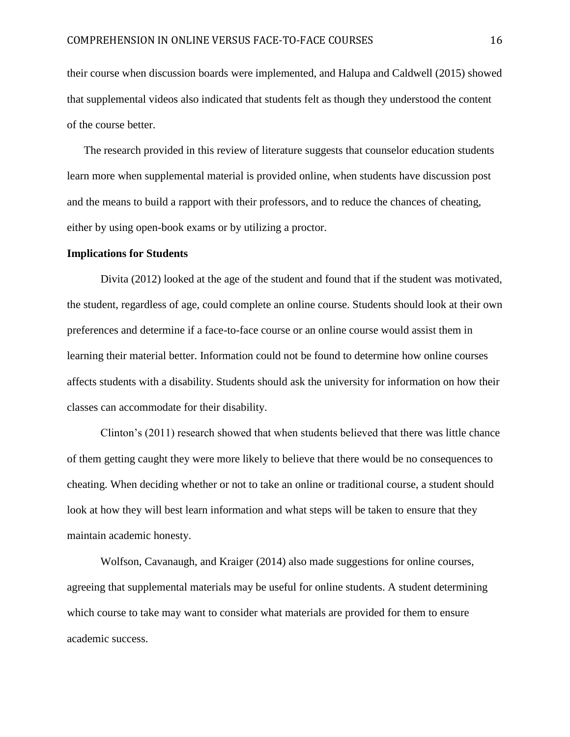their course when discussion boards were implemented, and Halupa and Caldwell (2015) showed that supplemental videos also indicated that students felt as though they understood the content of the course better.

The research provided in this review of literature suggests that counselor education students learn more when supplemental material is provided online, when students have discussion post and the means to build a rapport with their professors, and to reduce the chances of cheating, either by using open-book exams or by utilizing a proctor.

**Implications for Students**

Divita (2012) looked at the age of the student and found that if the student was motivated, the student, regardless of age, could complete an online course. Students should look at their own preferences and determine if a face-to-face course or an online course would assist them in learning their material better. Information could not be found to determine how online courses affects students with a disability. Students should ask the university for information on how their classes can accommodate for their disability.

Clinton's (2011) research showed that when students believed that there was little chance of them getting caught they were more likely to believe that there would be no consequences to cheating. When deciding whether or not to take an online or traditional course, a student should look at how they will best learn information and what steps will be taken to ensure that they maintain academic honesty.

Wolfson, Cavanaugh, and Kraiger (2014) also made suggestions for online courses, agreeing that supplemental materials may be useful for online students. A student determining which course to take may want to consider what materials are provided for them to ensure academic success.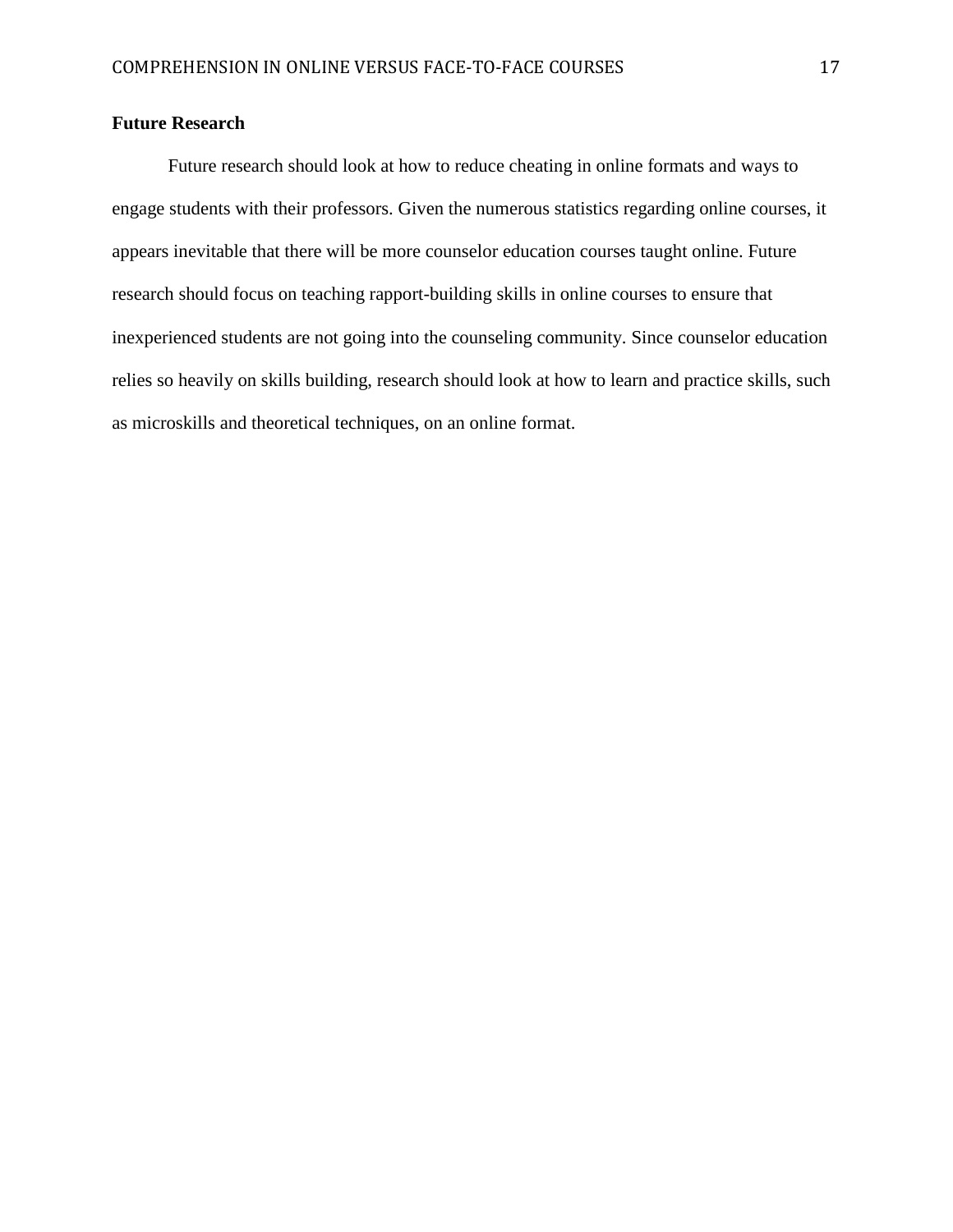## Future Research

Future research should look at how to reduce cheating in online formats and ways to engage students with their professors. Given the numerous statistics regarding online courses, it appears inevitable that there will be more counselor education courses taught online. Future research should focus on teaching rapport-building skills in online courses to ensure that inexperienced students are not going into the counseling community. Since counselor education relies so heavily on skills building, research should look at how to learn and practice skills, such as microskills and theoretical techniques, on an online format.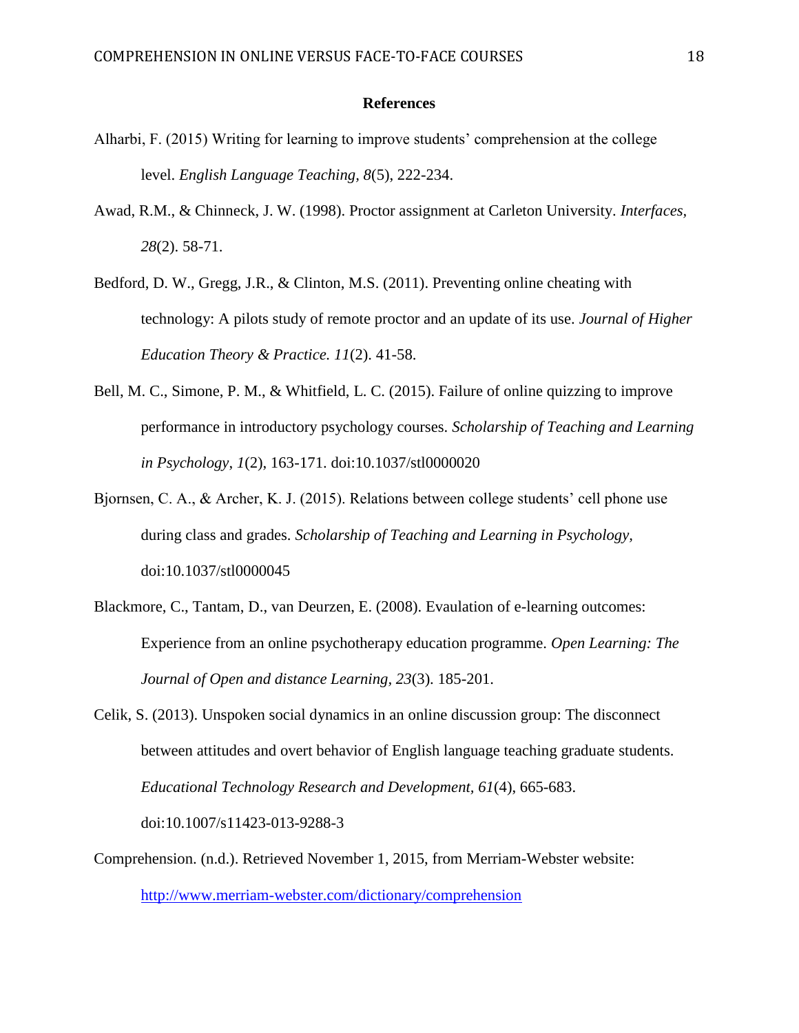# References

Alharbi, F. (2015) Writing for learning to improve students' comprehension at the college level. *English Language Teaching, 8*(5), 222-234.

Awad, R.M., & Chinneck, J. W. (1998). Proctor assignment at Carleton University. *Interfaces, 28*(2). 58-71.

Bedford, D. W., Gregg, J.R., & Clinton, M.S. (2011). Preventing online cheating with technology: A pilots study of remote proctor and an update of its use. *Journal of Higher Education Theory & Practice. 11*(2). 41-58.

Bell, M. C., Simone, P. M., & Whitfield, L. C. (2015). Failure of online quizzing to improve performance in introductory psychology courses. *Scholarship of Teaching and Learning in Psychology, 1*(2), 163-171. doi:10.1037/stl0000020

Bjornsen, C. A., & Archer, K. J. (2015). Relations between college students' cell phone use during class and grades. *Scholarship of Teaching and Learning in Psychology,* doi:10.1037/stl0000045

Blackmore, C., Tantam, D., van Deurzen, E. (2008). Evaulation of e-learning outcomes: Experience from an online psychotherapy education programme. *Open Learning: The Journal of Open and distance Learning, 23*(3). 185-201.

Celik, S. (2013). Unspoken social dynamics in an online discussion group: The disconnect between attitudes and overt behavior of English language teaching graduate students. *Educational Technology Research and Development, 61*(4), 665-683. doi:10.1007/s11423-013-9288-3

Comprehension. (n.d.). Retrieved November 1, 2015, from Merriam-Webster website: http://www.merriam-webster.com/dictionary/comprehension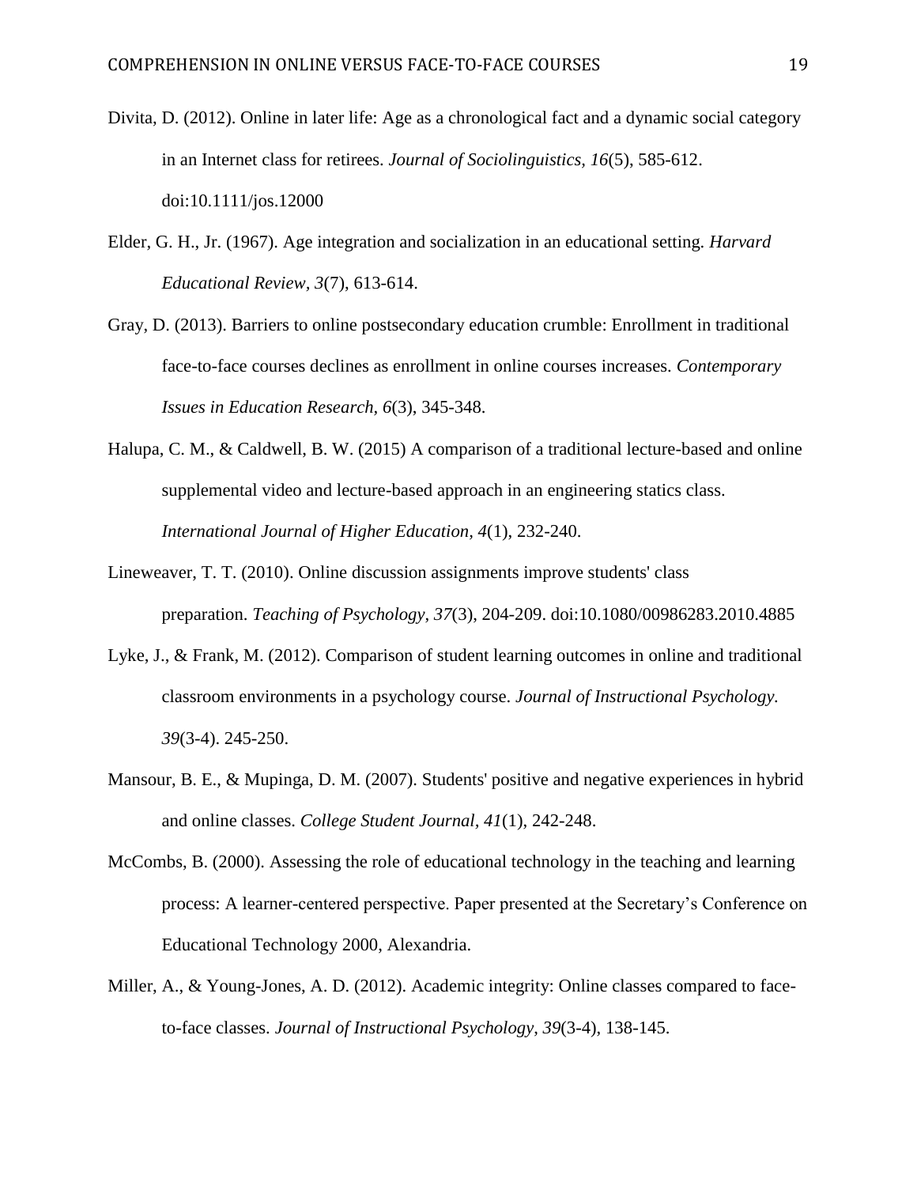Divita, D. (2012). Online in later life: Age as a chronological fact and a dynamic social category in an Internet class for retirees. *Journal of Sociolinguistics*, *16*(5), 585-612. doi:10.1111/jos.12000

Elder, G. H., Jr. (1967). Age integration and socialization in an educational setting. *Harvard Educational Review*, *3*(7), 613-614.

Gray, D. (2013). Barriers to online postsecondary education crumble: Enrollment in traditional face-to-face courses declines as enrollment in online courses increases. *Contemporary Issues in Education Research, 6*(3), 345-348.

Halupa, C. M., & Caldwell, B. W. (2015) A comparison of a traditional lecture-based and online supplemental video and lecture-based approach in an engineering statics class. *International Journal of Higher Education, 4*(1), 232-240.

Lineweaver, T. T. (2010). Online discussion assignments improve students' class preparation. *Teaching of Psychology, 37*(3), 204-209. doi:10.1080/00986283.2010.4885

Lyke, J., & Frank, M. (2012). Comparison of student learning outcomes in online and traditional classroom environments in a psychology course. *Journal of Instructional Psychology. 39*(3-4). 245-250.

Mansour, B. E., & Mupinga, D. M. (2007). Students' positive and negative experiences in hybrid and online classes. *College Student Journal*, *41*(1), 242-248.

McCombs, B. (2000). Assessing the role of educational technology in the teaching and learning process: A learner-centered perspective. Paper presented at the Secretary's Conference on Educational Technology 2000, Alexandria.

Miller, A., & Young-Jones, A. D. (2012). Academic integrity: Online classes compared to face-to-face classes. *Journal of Instructional Psychology*, *39*(3-4), 138-145.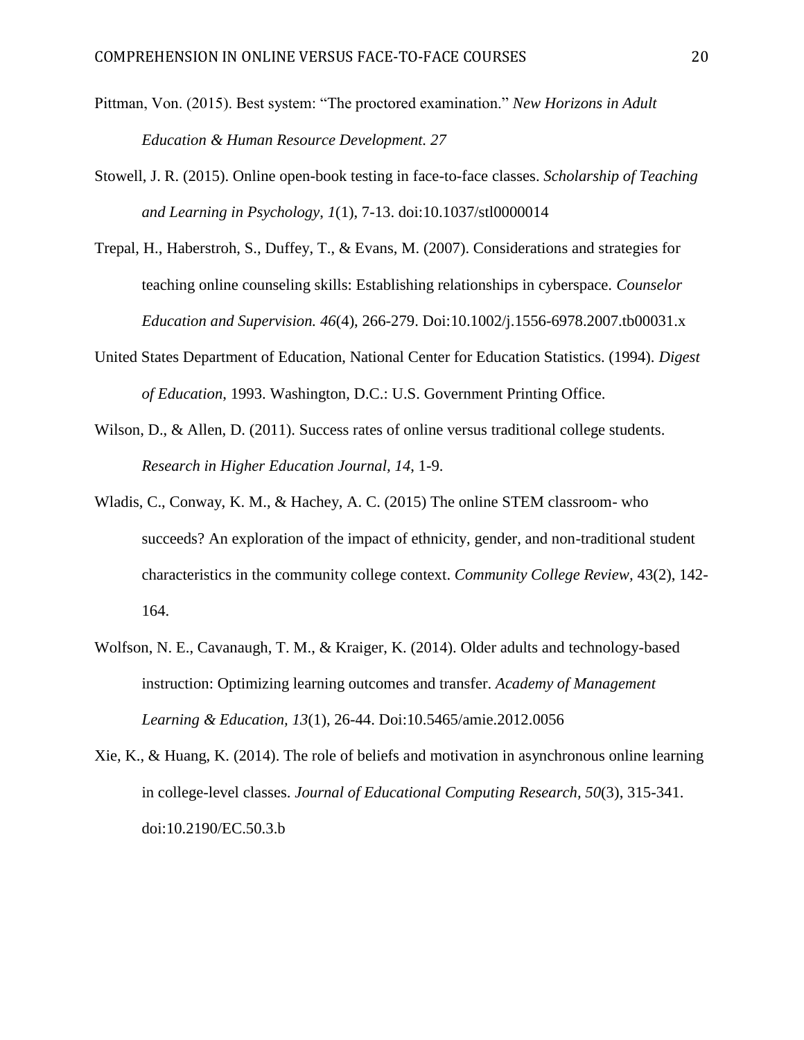Pittman, Von. (2015). Best system: "The proctored examination." *New Horizons in Adult Education & Human Resource Development. 27*

Stowell, J. R. (2015). Online open-book testing in face-to-face classes. *Scholarship of Teaching and Learning in Psychology*, *1*(1), 7-13. doi:10.1037/stl0000014

Trepal, H., Haberstroh, S., Duffey, T., & Evans, M. (2007). Considerations and strategies for teaching online counseling skills: Establishing relationships in cyberspace. *Counselor Education and Supervision. 46*(4), 266-279. Doi:10.1002/j.1556-6978.2007.tb00031.x

United States Department of Education, National Center for Education Statistics. (1994). *Digest of Education*, 1993. Washington, D.C.: U.S. Government Printing Office.

Wilson, D., & Allen, D. (2011). Success rates of online versus traditional college students. *Research in Higher Education Journal, 14*, 1-9.

Wladis, C., Conway, K. M., & Hachey, A. C. (2015) The online STEM classroom- who succeeds? An exploration of the impact of ethnicity, gender, and non-traditional student characteristics in the community college context. *Community College Review,* 43(2), 142-164.

Wolfson, N. E., Cavanaugh, T. M., & Kraiger, K. (2014). Older adults and technology-based instruction: Optimizing learning outcomes and transfer. *Academy of Management Learning & Education, 13*(1), 26-44. Doi:10.5465/amie.2012.0056

Xie, K., & Huang, K. (2014). The role of beliefs and motivation in asynchronous online learning in college-level classes. *Journal of Educational Computing Research, 50*(3), 315-341. doi:10.2190/EC.50.3.b